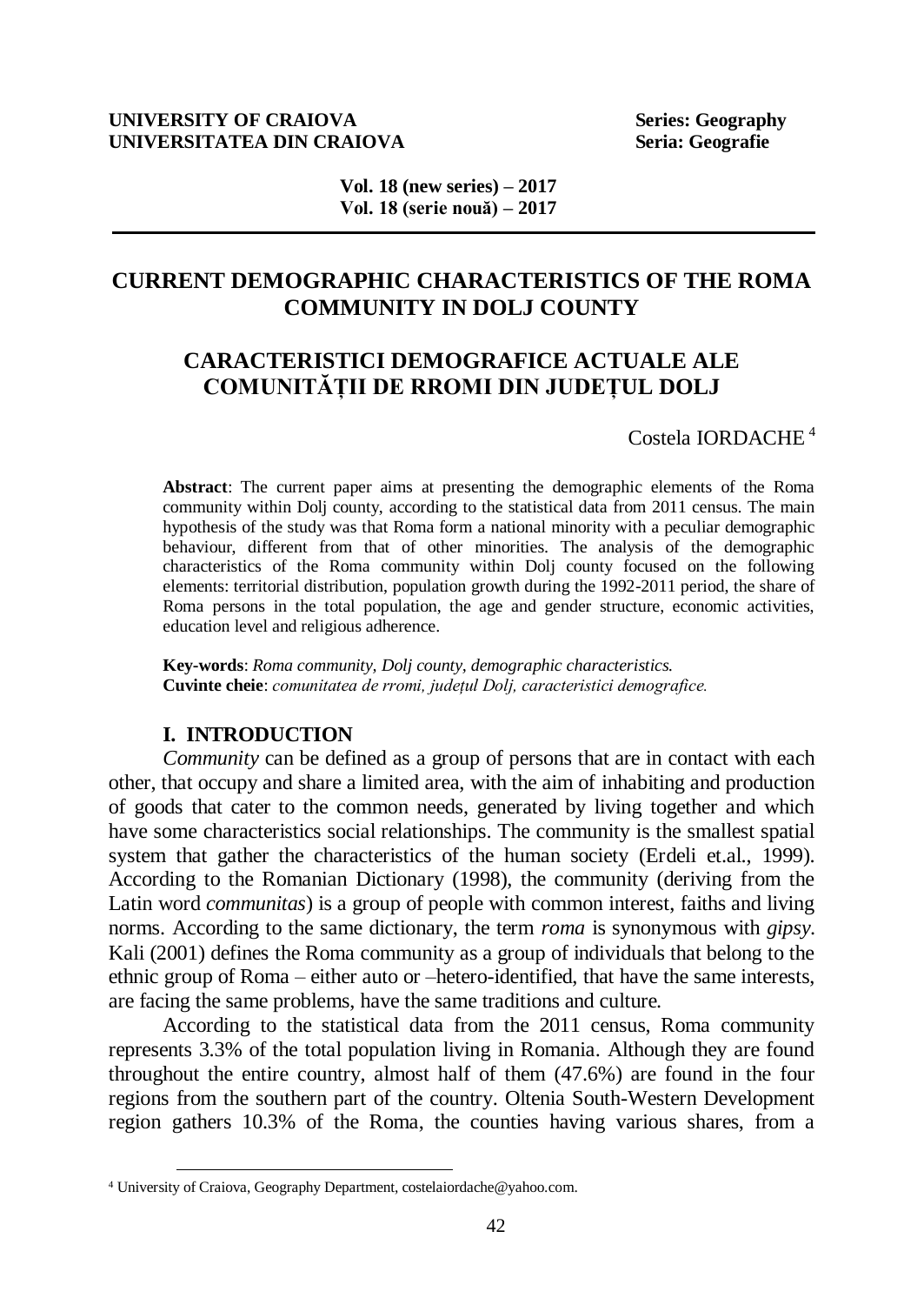# CURRENT DEMOGRAPHIC CHARACTERISTICS OF THE ROMA COMMUNITY IN DOLJ COUNTY

# CARACTERISTICI DEMOGRAFICE ACTUALE ALE COMUNITĂȚII DE RROMI DIN JUDEȚUL DOLJ

Costela IORDACHE [4]

**Abstract**: The current paper aims at presenting the demographic elements of the Roma community within Dolj county, according to the statistical data from 2011 census. The main hypothesis of the study was that Roma form a national minority with a peculiar demographic behaviour, different from that of other minorities. The analysis of the demographic characteristics of the Roma community within Dolj county focused on the following elements: territorial distribution, population growth during the 1992-2011 period, the share of Roma persons in the total population, the age and gender structure, economic activities, education level and religious adherence.

**Key-words**: *Roma community, Dolj county, demographic characteristics.*
**Cuvinte cheie**: *comunitatea de rromi, județul Dolj, caracteristici demografice.*

## I. INTRODUCTION

*Community* can be defined as a group of persons that are in contact with each other, that occupy and share a limited area, with the aim of inhabiting and production of goods that cater to the common needs, generated by living together and which have some characteristics social relationships. The community is the smallest spatial system that gather the characteristics of the human society (Erdeli et.al., 1999). According to the Romanian Dictionary (1998), the community (deriving from the Latin word *communitas*) is a group of people with common interest, faiths and living norms. According to the same dictionary, the term *roma* is synonymous with *gipsy*. Kali (2001) defines the Roma community as a group of individuals that belong to the ethnic group of Roma – either auto or –hetero-identified, that have the same interests, are facing the same problems, have the same traditions and culture.

According to the statistical data from the 2011 census, Roma community represents 3.3% of the total population living in Romania. Although they are found throughout the entire country, almost half of them (47.6%) are found in the four regions from the southern part of the country. Oltenia South-Western Development region gathers 10.3% of the Roma, the counties having various shares, from a

[4] University of Craiova, Geography Department, costelaiordache@yahoo.com.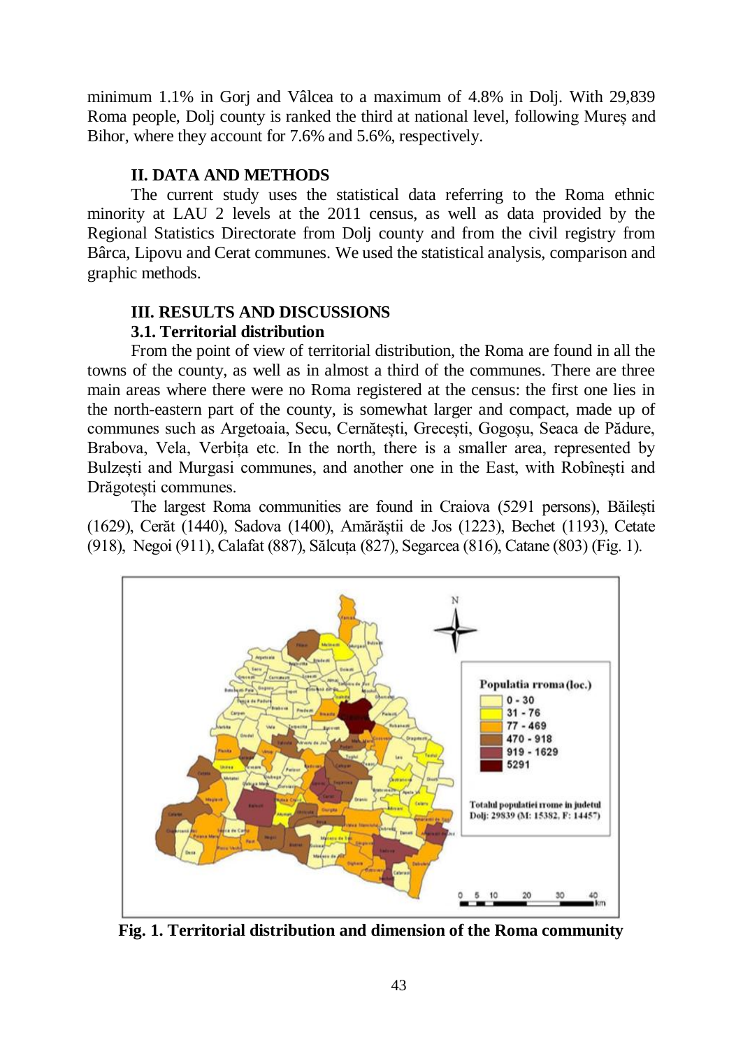minimum 1.1% in Gorj and Vâlcea to a maximum of 4.8% in Dolj. With 29,839 Roma people, Dolj county is ranked the third at national level, following Mureș and Bihor, where they account for 7.6% and 5.6%, respectively.

## II. DATA AND METHODS

The current study uses the statistical data referring to the Roma ethnic minority at LAU 2 levels at the 2011 census, as well as data provided by the Regional Statistics Directorate from Dolj county and from the civil registry from Bârca, Lipovu and Cerat communes. We used the statistical analysis, comparison and graphic methods.

## III. RESULTS AND DISCUSSIONS

### 3.1. Territorial distribution

From the point of view of territorial distribution, the Roma are found in all the towns of the county, as well as in almost a third of the communes. There are three main areas where there were no Roma registered at the census: the first one lies in the north-eastern part of the county, is somewhat larger and compact, made up of communes such as Argetoaia, Secu, Cernătești, Grecești, Gogoșu, Seaca de Pădure, Brabova, Vela, Verbița etc. In the north, there is a smaller area, represented by Bulzești and Murgasi communes, and another one in the East, with Robînești and Drăgotești communes.

The largest Roma communities are found in Craiova (5291 persons), Băilești (1629), Cerăt (1440), Sadova (1400), Amărăștii de Jos (1223), Bechet (1193), Cetate (918), Negoi (911), Calafat (887), Sălcuța (827), Segarcea (816), Catane (803) (Fig. 1).

Populatia rroma (loc.)
0 - 30
31 - 76
77 - 469
470 - 918
919 - 1629
5291

Totalul populatiei rrome in judetul Dolj: 29839 (M: 15382, F: 14457)

0 5 10 20 30 40 km

**Fig. 1. Territorial distribution and dimension of the Roma community**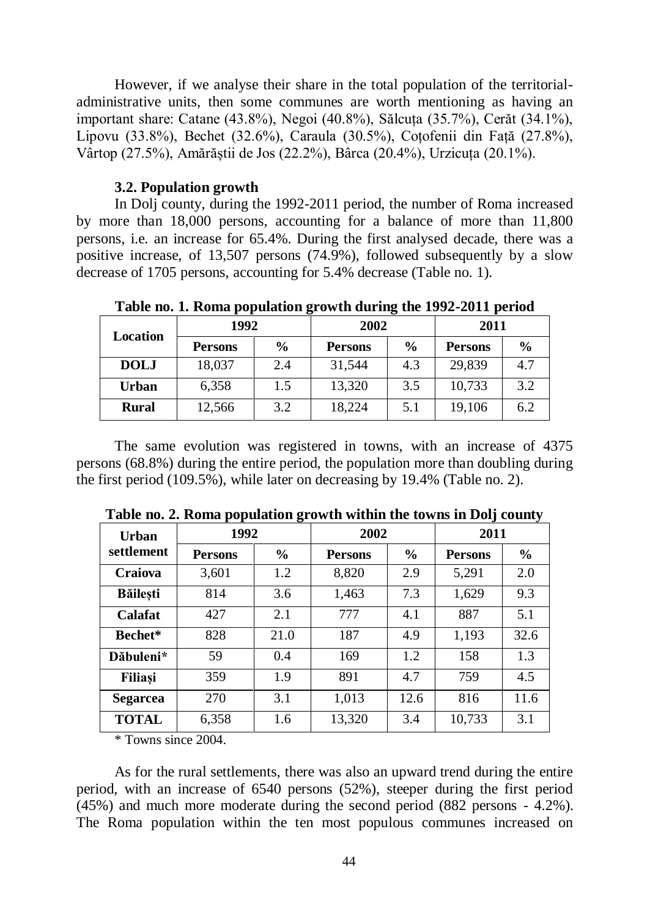However, if we analyse their share in the total population of the territorial-administrative units, then some communes are worth mentioning as having an important share: Catane (43.8%), Negoi (40.8%), Sălcuța (35.7%), Cerăt (34.1%), Lipovu (33.8%), Bechet (32.6%), Caraula (30.5%), Coțofenii din Față (27.8%), Vârtop (27.5%), Amărăștii de Jos (22.2%), Bârca (20.4%), Urzicuța (20.1%).

### 3.2. Population growth

In Dolj county, during the 1992-2011 period, the number of Roma increased by more than 18,000 persons, accounting for a balance of more than 11,800 persons, i.e. an increase for 65.4%. During the first analysed decade, there was a positive increase, of 13,507 persons (74.9%), followed subsequently by a slow decrease of 1705 persons, accounting for 5.4% decrease (Table no. 1).

**Table no. 1. Roma population growth during the 1992-2011 period**

| Location | 1992 | | 2002 | | 2011 | |
|---|---|---|---|---|---|---|
| | **Persons** | **%** | **Persons** | **%** | **Persons** | **%** |
| **DOLJ** | 18,037 | 2.4 | 31,544 | 4.3 | 29,839 | 4.7 |
| **Urban** | 6,358 | 1.5 | 13,320 | 3.5 | 10,733 | 3.2 |
| **Rural** | 12,566 | 3.2 | 18,224 | 5.1 | 19,106 | 6.2 |

The same evolution was registered in towns, with an increase of 4375 persons (68.8%) during the entire period, the population more than doubling during the first period (109.5%), while later on decreasing by 19.4% (Table no. 2).

**Table no. 2. Roma population growth within the towns in Dolj county**

| Urban settlement | 1992 | | 2002 | | 2011 | |
|---|---|---|---|---|---|---|
| | **Persons** | **%** | **Persons** | **%** | **Persons** | **%** |
| **Craiova** | 3,601 | 1.2 | 8,820 | 2.9 | 5,291 | 2.0 |
| **Băilești** | 814 | 3.6 | 1,463 | 7.3 | 1,629 | 9.3 |
| **Calafat** | 427 | 2.1 | 777 | 4.1 | 887 | 5.1 |
| **Bechet*** | 828 | 21.0 | 187 | 4.9 | 1,193 | 32.6 |
| **Dăbuleni*** | 59 | 0.4 | 169 | 1.2 | 158 | 1.3 |
| **Filiași** | 359 | 1.9 | 891 | 4.7 | 759 | 4.5 |
| **Segarcea** | 270 | 3.1 | 1,013 | 12.6 | 816 | 11.6 |
| **TOTAL** | 6,358 | 1.6 | 13,320 | 3.4 | 10,733 | 3.1 |

\* Towns since 2004.

As for the rural settlements, there was also an upward trend during the entire period, with an increase of 6540 persons (52%), steeper during the first period (45%) and much more moderate during the second period (882 persons - 4.2%). The Roma population within the ten most populous communes increased on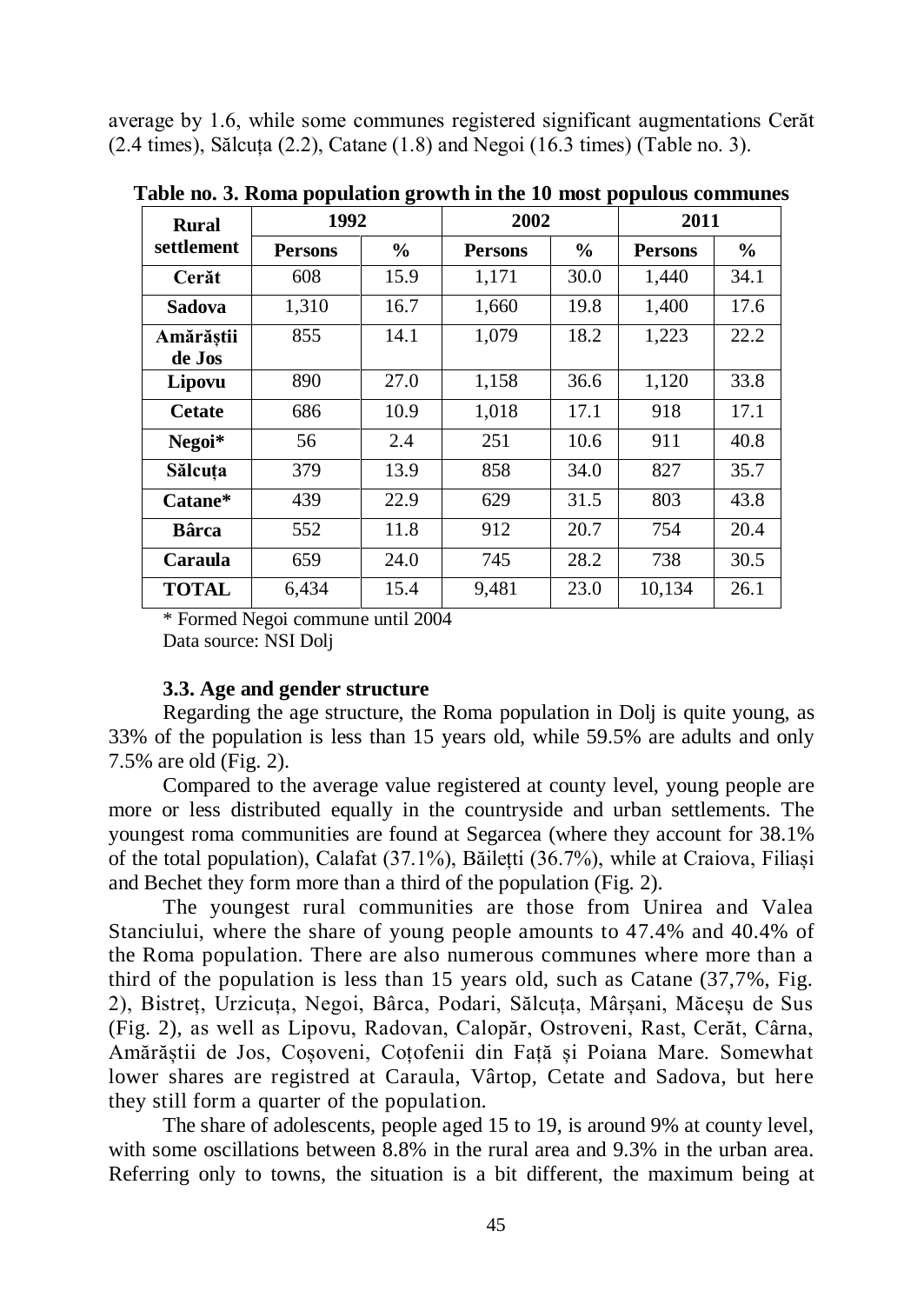average by 1.6, while some communes registered significant augmentations Cerăt (2.4 times), Sălcuța (2.2), Catane (1.8) and Negoi (16.3 times) (Table no. 3).

**Table no. 3. Roma population growth in the 10 most populous communes**

| Rural settlement | 1992 | | 2002 | | 2011 | |
|---|---|---|---|---|---|---|
| | Persons | % | Persons | % | Persons | % |
| **Cerăt** | 608 | 15.9 | 1,171 | 30.0 | 1,440 | 34.1 |
| **Sadova** | 1,310 | 16.7 | 1,660 | 19.8 | 1,400 | 17.6 |
| **Amărăștii de Jos** | 855 | 14.1 | 1,079 | 18.2 | 1,223 | 22.2 |
| **Lipovu** | 890 | 27.0 | 1,158 | 36.6 | 1,120 | 33.8 |
| **Cetate** | 686 | 10.9 | 1,018 | 17.1 | 918 | 17.1 |
| **Negoi*** | 56 | 2.4 | 251 | 10.6 | 911 | 40.8 |
| **Sălcuța** | 379 | 13.9 | 858 | 34.0 | 827 | 35.7 |
| **Catane*** | 439 | 22.9 | 629 | 31.5 | 803 | 43.8 |
| **Bârca** | 552 | 11.8 | 912 | 20.7 | 754 | 20.4 |
| **Caraula** | 659 | 24.0 | 745 | 28.2 | 738 | 30.5 |
| **TOTAL** | 6,434 | 15.4 | 9,481 | 23.0 | 10,134 | 26.1 |

\* Formed Negoi commune until 2004
Data source: NSI Dolj

### 3.3. Age and gender structure

Regarding the age structure, the Roma population in Dolj is quite young, as 33% of the population is less than 15 years old, while 59.5% are adults and only 7.5% are old (Fig. 2).

Compared to the average value registered at county level, young people are more or less distributed equally in the countryside and urban settlements. The youngest roma communities are found at Segarcea (where they account for 38.1% of the total population), Calafat (37.1%), Băilești (36.7%), while at Craiova, Filiași and Bechet they form more than a third of the population (Fig. 2).

The youngest rural communities are those from Unirea and Valea Stanciului, where the share of young people amounts to 47.4% and 40.4% of the Roma population. There are also numerous communes where more than a third of the population is less than 15 years old, such as Catane (37,7%, Fig. 2), Bistreț, Urzicuța, Negoi, Bârca, Podari, Sălcuța, Mârșani, Măceșu de Sus (Fig. 2), as well as Lipovu, Radovan, Calopăr, Ostroveni, Rast, Cerăt, Cârna, Amărăștii de Jos, Coșoveni, Coțofenii din Față și Poiana Mare. Somewhat lower shares are registred at Caraula, Vârtop, Cetate and Sadova, but here they still form a quarter of the population.

The share of adolescents, people aged 15 to 19, is around 9% at county level, with some oscillations between 8.8% in the rural area and 9.3% in the urban area. Referring only to towns, the situation is a bit different, the maximum being at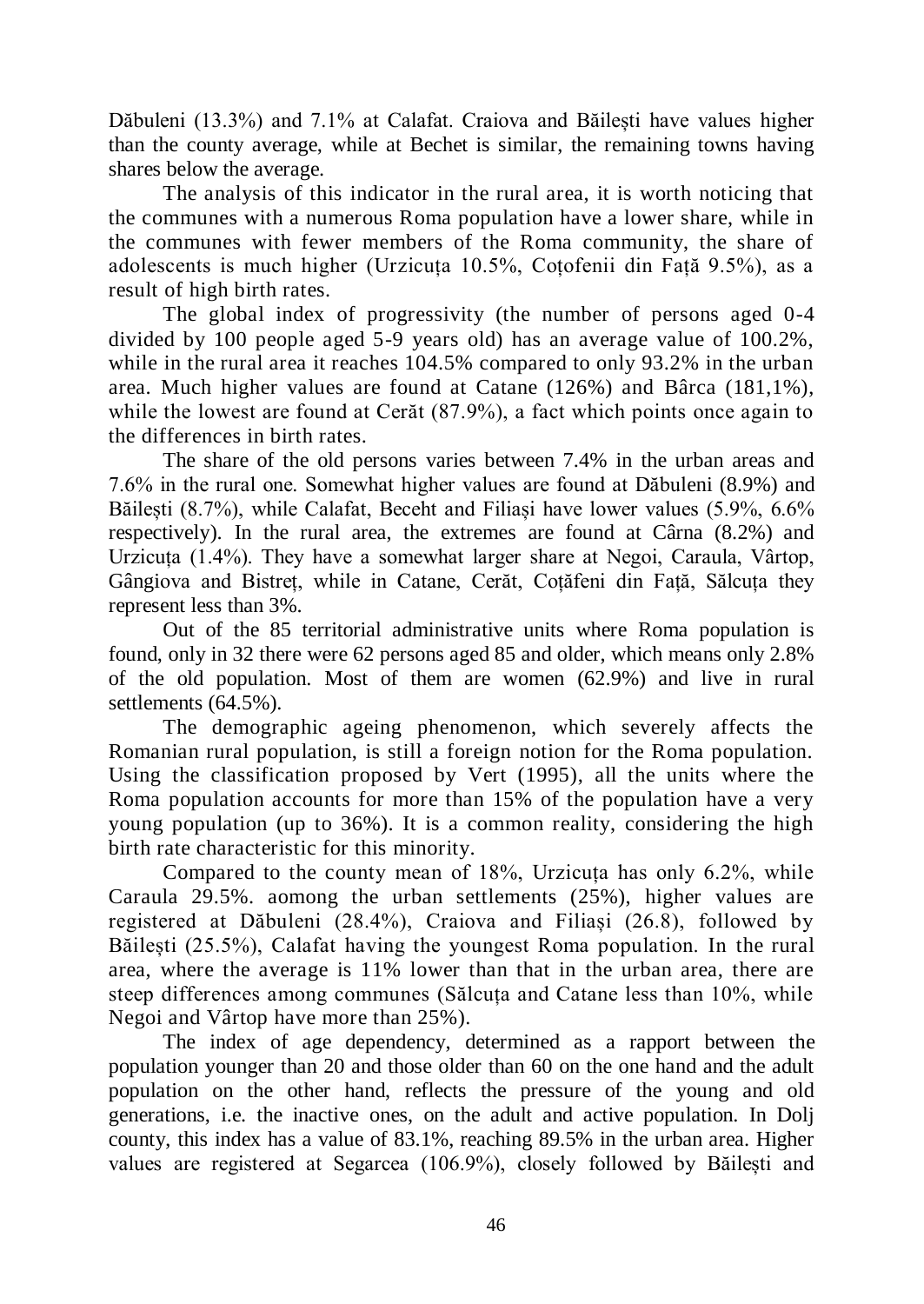Dăbuleni (13.3%) and 7.1% at Calafat. Craiova and Băilești have values higher than the county average, while at Bechet is similar, the remaining towns having shares below the average.

The analysis of this indicator in the rural area, it is worth noticing that the communes with a numerous Roma population have a lower share, while in the communes with fewer members of the Roma community, the share of adolescents is much higher (Urzicuța 10.5%, Coțofenii din Față 9.5%), as a result of high birth rates.

The global index of progressivity (the number of persons aged 0-4 divided by 100 people aged 5-9 years old) has an average value of 100.2%, while in the rural area it reaches 104.5% compared to only 93.2% in the urban area. Much higher values are found at Catane (126%) and Bârca (181,1%), while the lowest are found at Cerăt (87.9%), a fact which points once again to the differences in birth rates.

The share of the old persons varies between 7.4% in the urban areas and 7.6% in the rural one. Somewhat higher values are found at Dăbuleni (8.9%) and Băilești (8.7%), while Calafat, Beceht and Filiași have lower values (5.9%, 6.6% respectively). In the rural area, the extremes are found at Cârna (8.2%) and Urzicuța (1.4%). They have a somewhat larger share at Negoi, Caraula, Vârtop, Gângiova and Bistreț, while in Catane, Cerăt, Coțăfeni din Față, Sălcuța they represent less than 3%.

Out of the 85 territorial administrative units where Roma population is found, only in 32 there were 62 persons aged 85 and older, which means only 2.8% of the old population. Most of them are women (62.9%) and live in rural settlements (64.5%).

The demographic ageing phenomenon, which severely affects the Romanian rural population, is still a foreign notion for the Roma population. Using the classification proposed by Vert (1995), all the units where the Roma population accounts for more than 15% of the population have a very young population (up to 36%). It is a common reality, considering the high birth rate characteristic for this minority.

Compared to the county mean of 18%, Urzicuța has only 6.2%, while Caraula 29.5%. aomong the urban settlements (25%), higher values are registered at Dăbuleni (28.4%), Craiova and Filiași (26.8), followed by Băilești (25.5%), Calafat having the youngest Roma population. In the rural area, where the average is 11% lower than that in the urban area, there are steep differences among communes (Sălcuța and Catane less than 10%, while Negoi and Vârtop have more than 25%).

The index of age dependency, determined as a rapport between the population younger than 20 and those older than 60 on the one hand and the adult population on the other hand, reflects the pressure of the young and old generations, i.e. the inactive ones, on the adult and active population. In Dolj county, this index has a value of 83.1%, reaching 89.5% in the urban area. Higher values are registered at Segarcea (106.9%), closely followed by Băilești and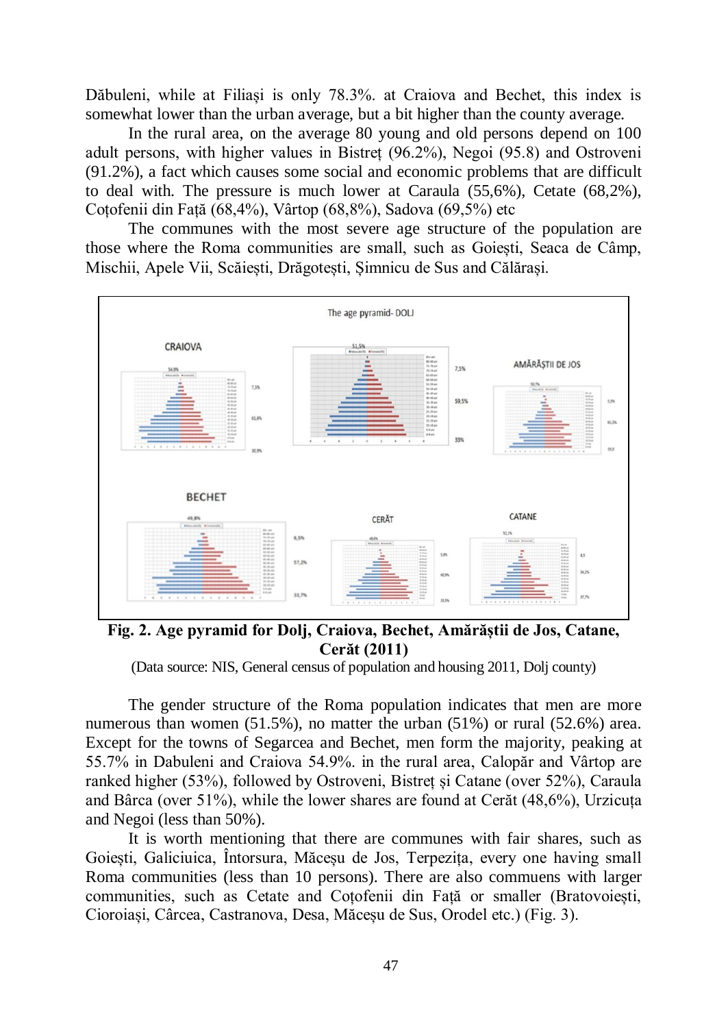Dăbuleni, while at Filiași is only 78.3%. at Craiova and Bechet, this index is somewhat lower than the urban average, but a bit higher than the county average.

In the rural area, on the average 80 young and old persons depend on 100 adult persons, with higher values in Bistreț (96.2%), Negoi (95.8) and Ostroveni (91.2%), a fact which causes some social and economic problems that are difficult to deal with. The pressure is much lower at Caraula (55,6%), Cetate (68,2%), Coțofenii din Față (68,4%), Vârtop (68,8%), Sadova (69,5%) etc

The communes with the most severe age structure of the population are those where the Roma communities are small, such as Goiești, Seaca de Câmp, Mischii, Apele Vii, Scăiești, Drăgotești, Șimnicu de Sus and Călărași.

The age pyramid- DOLJ

CRAIOVA

54,9%

7,5%

61,6%

30,9%

51,5%

7,5%

59,5%

33%

AMĂRĂȘTII DE JOS

50,7%

5,5%

61,2%

33,3

BECHET

49,8%

6,5%

57,2%

33,7%

CERĂT

48,6%

5,5%

60,9%

33,6%

CATANE

52,1%

8,5

54,2%

37,7%

**Fig. 2. Age pyramid for Dolj, Craiova, Bechet, Amărăștii de Jos, Catane, Cerăt (2011)**

(Data source: NIS, General census of population and housing 2011, Dolj county)

The gender structure of the Roma population indicates that men are more numerous than women (51.5%), no matter the urban (51%) or rural (52.6%) area. Except for the towns of Segarcea and Bechet, men form the majority, peaking at 55.7% in Dabuleni and Craiova 54.9%. in the rural area, Calopăr and Vârtop are ranked higher (53%), followed by Ostroveni, Bistreț și Catane (over 52%), Caraula and Bârca (over 51%), while the lower shares are found at Cerăt (48,6%), Urzicuța and Negoi (less than 50%).

It is worth mentioning that there are communes with fair shares, such as Goiești, Galiciuica, Întorsura, Măceșu de Jos, Terpezița, every one having small Roma communities (less than 10 persons). There are also commuens with larger communities, such as Cetate and Coțofenii din Față or smaller (Bratovoiești, Cioroiași, Cârcea, Castranova, Desa, Măceșu de Sus, Orodel etc.) (Fig. 3).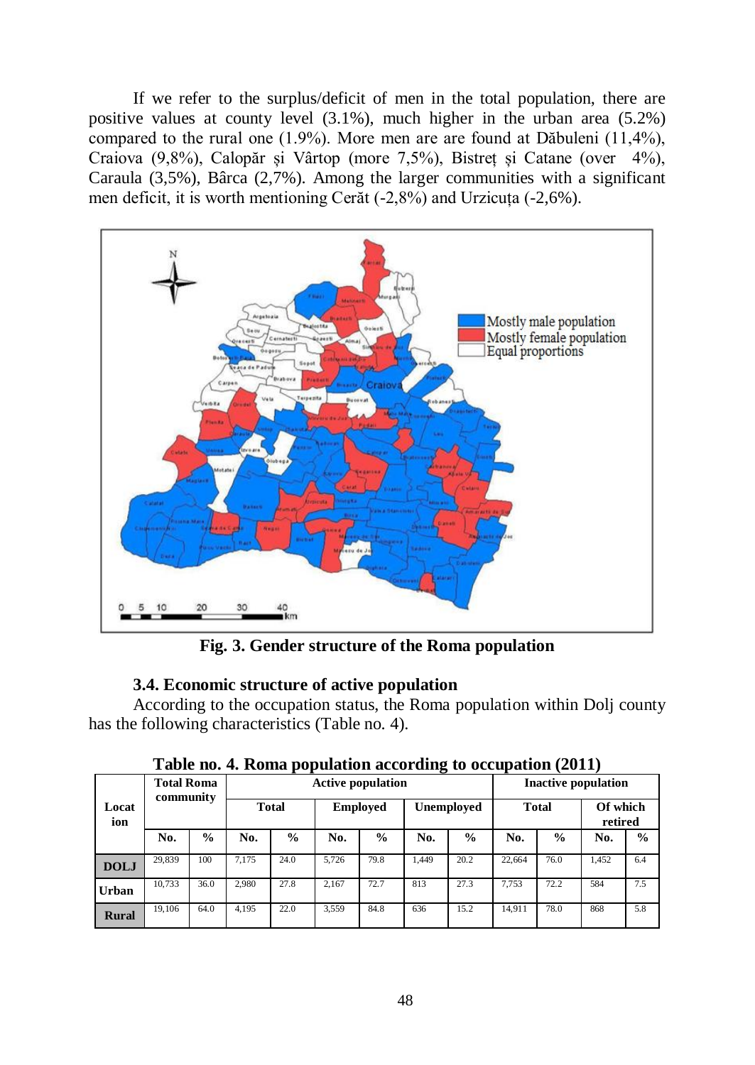If we refer to the surplus/deficit of men in the total population, there are positive values at county level (3.1%), much higher in the urban area (5.2%) compared to the rural one (1.9%). More men are found at Dăbuleni (11,4%), Craiova (9,8%), Calopăr și Vârtop (more 7,5%), Bistreț și Catane (over 4%), Caraula (3,5%), Bârca (2,7%). Among the larger communities with a significant men deficit, it is worth mentioning Cerăt (-2,8%) and Urzicuța (-2,6%).

Mostly male population
Mostly female population
Equal proportions

0 5 10 20 30 40 km

**Fig. 3. Gender structure of the Roma population**

### 3.4. Economic structure of active population

According to the occupation status, the Roma population within Dolj county has the following characteristics (Table no. 4).

**Table no. 4. Roma population according to occupation (2011)**

| Location | Total Roma community | | Active population | | | | | | Inactive population | | | |
|---|---|---|---|---|---|---|---|---|---|---|---|---|
| | | | Total | | Employed | | Unemployed | | Total | | Of which retired | |
| | No. | % | No. | % | No. | % | No. | % | No. | % | No. | % |
| **DOLJ** | 29,839 | 100 | 7,175 | 24.0 | 5,726 | 79.8 | 1,449 | 20.2 | 22,664 | 76.0 | 1,452 | 6.4 |
| **Urban** | 10,733 | 36.0 | 2,980 | 27.8 | 2,167 | 72.7 | 813 | 27.3 | 7,753 | 72.2 | 584 | 7.5 |
| **Rural** | 19,106 | 64.0 | 4,195 | 22.0 | 3,559 | 84.8 | 636 | 15.2 | 14,911 | 78.0 | 868 | 5.8 |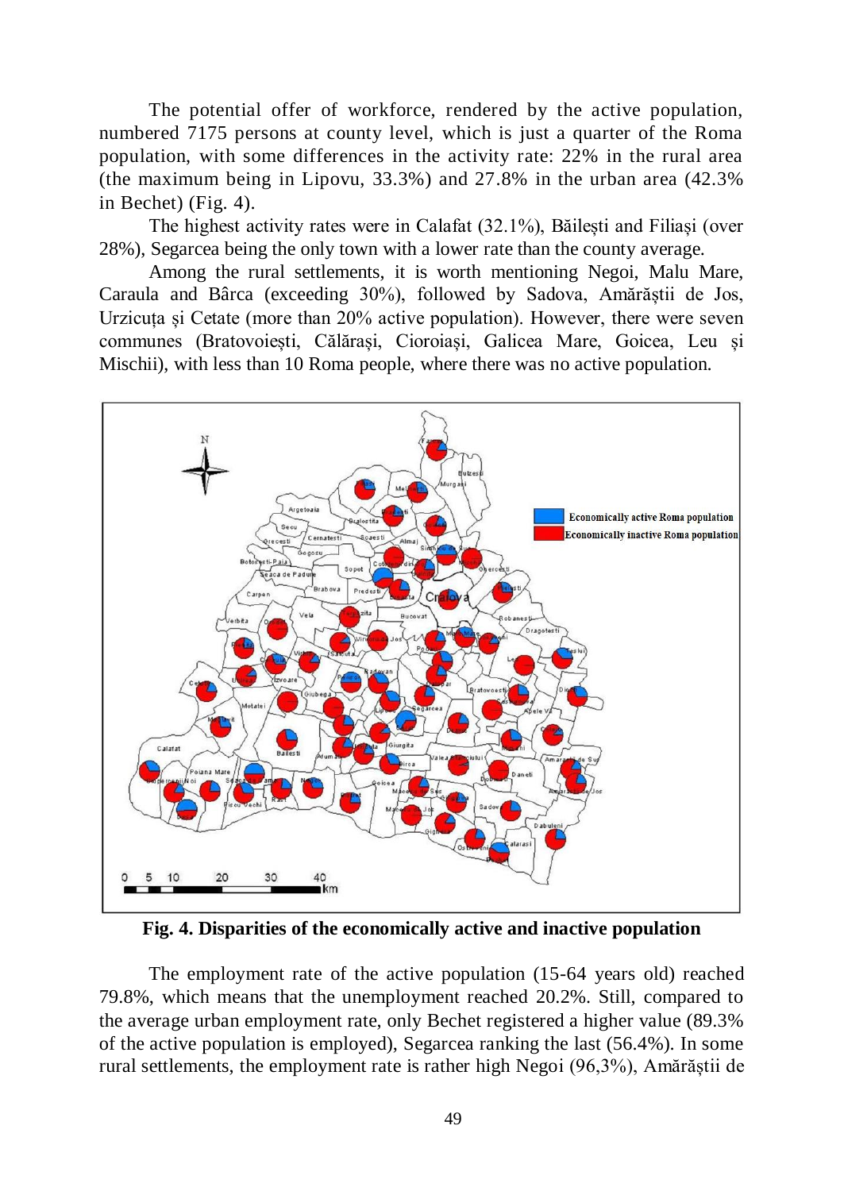The potential offer of workforce, rendered by the active population, numbered 7175 persons at county level, which is just a quarter of the Roma population, with some differences in the activity rate: 22% in the rural area (the maximum being in Lipovu, 33.3%) and 27.8% in the urban area (42.3% in Bechet) (Fig. 4).

The highest activity rates were in Calafat (32.1%), Băilești and Filiași (over 28%), Segarcea being the only town with a lower rate than the county average.

Among the rural settlements, it is worth mentioning Negoi, Malu Mare, Caraula and Bârca (exceeding 30%), followed by Sadova, Amărăștii de Jos, Urzicuța și Cetate (more than 20% active population). However, there were seven communes (Bratovoiești, Călărași, Cioroiași, Galicea Mare, Goicea, Leu și Mischii), with less than 10 Roma people, where there was no active population.

N

Economically active Roma population

Economically inactive Roma population

Craiova

0 5 10 20 30 40 km

**Fig. 4. Disparities of the economically active and inactive population**

The employment rate of the active population (15-64 years old) reached 79.8%, which means that the unemployment reached 20.2%. Still, compared to the average urban employment rate, only Bechet registered a higher value (89.3% of the active population is employed), Segarcea ranking the last (56.4%). In some rural settlements, the employment rate is rather high Negoi (96,3%), Amărăștii de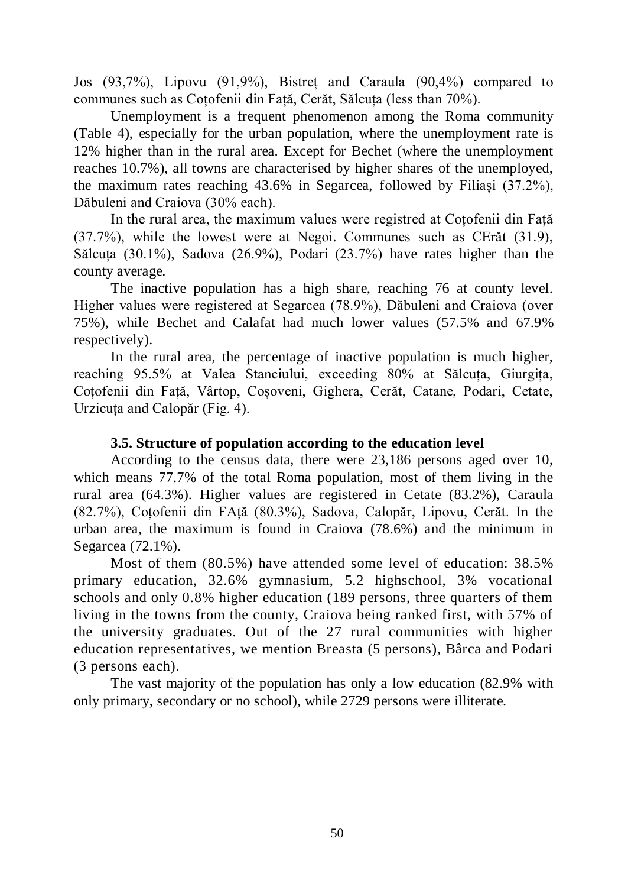Jos (93,7%), Lipovu (91,9%), Bistreț and Caraula (90,4%) compared to communes such as Coțofenii din Față, Cerăt, Sălcuța (less than 70%).

Unemployment is a frequent phenomenon among the Roma community (Table 4), especially for the urban population, where the unemployment rate is 12% higher than in the rural area. Except for Bechet (where the unemployment reaches 10.7%), all towns are characterised by higher shares of the unemployed, the maximum rates reaching 43.6% in Segarcea, followed by Filiași (37.2%), Dăbuleni and Craiova (30% each).

In the rural area, the maximum values were registred at Coțofenii din Față (37.7%), while the lowest were at Negoi. Communes such as CErăt (31.9), Sălcuța (30.1%), Sadova (26.9%), Podari (23.7%) have rates higher than the county average.

The inactive population has a high share, reaching 76 at county level. Higher values were registered at Segarcea (78.9%), Dăbuleni and Craiova (over 75%), while Bechet and Calafat had much lower values (57.5% and 67.9% respectively).

In the rural area, the percentage of inactive population is much higher, reaching 95.5% at Valea Stanciului, exceeding 80% at Sălcuța, Giurgița, Coțofenii din Față, Vârtop, Coșoveni, Gighera, Cerăt, Catane, Podari, Cetate, Urzicuța and Calopăr (Fig. 4).

### 3.5. Structure of population according to the education level

According to the census data, there were 23,186 persons aged over 10, which means 77.7% of the total Roma population, most of them living in the rural area (64.3%). Higher values are registered in Cetate (83.2%), Caraula (82.7%), Coțofenii din FAță (80.3%), Sadova, Calopăr, Lipovu, Cerăt. In the urban area, the maximum is found in Craiova (78.6%) and the minimum in Segarcea (72.1%).

Most of them (80.5%) have attended some level of education: 38.5% primary education, 32.6% gymnasium, 5.2 highschool, 3% vocational schools and only 0.8% higher education (189 persons, three quarters of them living in the towns from the county, Craiova being ranked first, with 57% of the university graduates. Out of the 27 rural communities with higher education representatives, we mention Breasta (5 persons), Bârca and Podari (3 persons each).

The vast majority of the population has only a low education (82.9% with only primary, secondary or no school), while 2729 persons were illiterate.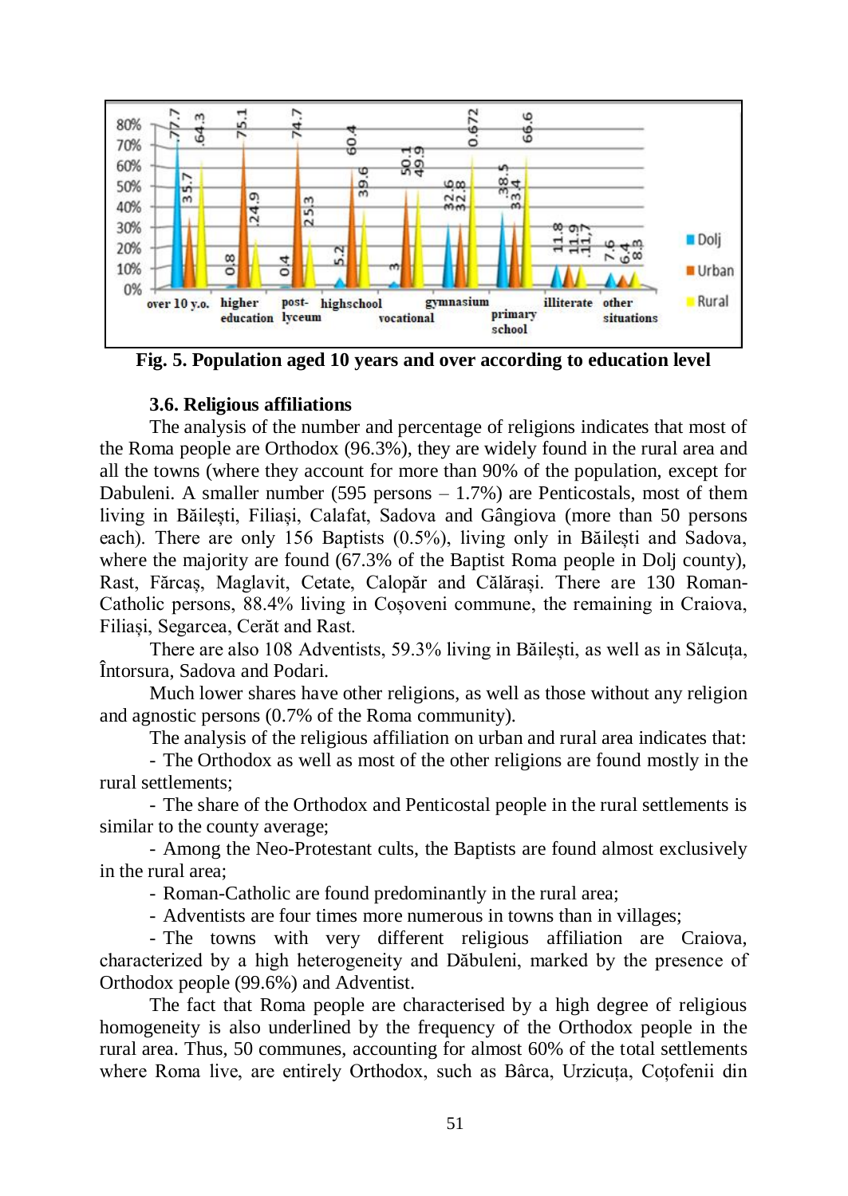80%
70%
60%
50%
40%
30%
20%
10%
0%

77.7 35.7 64.3 0.8 75.1 24.9 0.4 74.7 25.3 5.2 60.4 39.6 3 50.1 49.9 32.6 32.8 0.672 38.5 33.4 66.6 11.8 11.9 11.7 7.6 6.4 8.3

over 10 y.o. higher education post-lyceum highschool vocational gymnasium primary school illiterate other situations

Dolj Urban Rural

**Fig. 5. Population aged 10 years and over according to education level**

### 3.6. Religious affiliations

The analysis of the number and percentage of religions indicates that most of the Roma people are Orthodox (96.3%), they are widely found in the rural area and all the towns (where they account for more than 90% of the population, except for Dabuleni. A smaller number (595 persons – 1.7%) are Penticostals, most of them living in Băilești, Filiași, Calafat, Sadova and Gângiova (more than 50 persons each). There are only 156 Baptists (0.5%), living only in Băilești and Sadova, where the majority are found (67.3% of the Baptist Roma people in Dolj county), Rast, Fărcaș, Maglavit, Cetate, Calopăr and Călărași. There are 130 Roman-Catholic persons, 88.4% living in Coșoveni commune, the remaining in Craiova, Filiași, Segarcea, Cerăt and Rast.

There are also 108 Adventists, 59.3% living in Băilești, as well as in Sălcuța, Întorsura, Sadova and Podari.

Much lower shares have other religions, as well as those without any religion and agnostic persons (0.7% of the Roma community).

The analysis of the religious affiliation on urban and rural area indicates that:

- The Orthodox as well as most of the other religions are found mostly in the rural settlements;
- The share of the Orthodox and Penticostal people in the rural settlements is similar to the county average;
- Among the Neo-Protestant cults, the Baptists are found almost exclusively in the rural area;
- Roman-Catholic are found predominantly in the rural area;
- Adventists are four times more numerous in towns than in villages;
- The towns with very different religious affiliation are Craiova, characterized by a high heterogeneity and Dăbuleni, marked by the presence of Orthodox people (99.6%) and Adventist.

The fact that Roma people are characterised by a high degree of religious homogeneity is also underlined by the frequency of the Orthodox people in the rural area. Thus, 50 communes, accounting for almost 60% of the total settlements where Roma live, are entirely Orthodox, such as Bârca, Urzicuța, Coțofenii din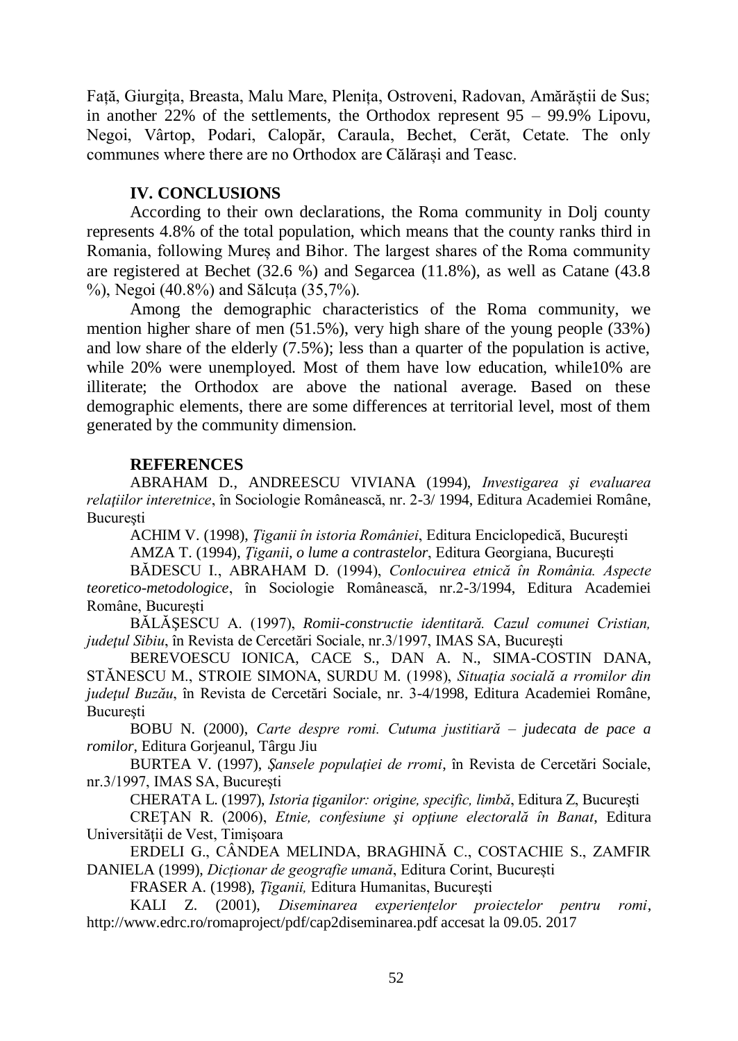Față, Giurgița, Breasta, Malu Mare, Plenița, Ostroveni, Radovan, Amărăștii de Sus; in another 22% of the settlements, the Orthodox represent 95 – 99.9% Lipovu, Negoi, Vârtop, Podari, Calopăr, Caraula, Bechet, Cerăt, Cetate. The only communes where there are no Orthodox are Călărași and Teasc.

## IV. CONCLUSIONS

According to their own declarations, the Roma community in Dolj county represents 4.8% of the total population, which means that the county ranks third in Romania, following Mureș and Bihor. The largest shares of the Roma community are registered at Bechet (32.6 %) and Segarcea (11.8%), as well as Catane (43.8 %), Negoi (40.8%) and Sălcuța (35,7%).

Among the demographic characteristics of the Roma community, we mention higher share of men (51.5%), very high share of the young people (33%) and low share of the elderly (7.5%); less than a quarter of the population is active, while 20% were unemployed. Most of them have low education, while10% are illiterate; the Orthodox are above the national average. Based on these demographic elements, there are some differences at territorial level, most of them generated by the community dimension.

## REFERENCES

ABRAHAM D., ANDREESCU VIVIANA (1994), *Investigarea şi evaluarea relaţiilor interetnice*, în Sociologie Românească, nr. 2-3/ 1994, Editura Academiei Române, Bucureşti

ACHIM V. (1998), *Ţiganii în istoria României*, Editura Enciclopedică, Bucureşti

AMZA T. (1994), *Ţiganii, o lume a contrastelor*, Editura Georgiana, Bucureşti

BĂDESCU I., ABRAHAM D. (1994), *Conlocuirea etnică în România. Aspecte teoretico-metodologice*, în Sociologie Românească, nr.2-3/1994, Editura Academiei Române, Bucureşti

BĂLĂŞESCU A. (1997), *Romii-constructie identitară. Cazul comunei Cristian, judeţul Sibiu*, în Revista de Cercetări Sociale, nr.3/1997, IMAS SA, Bucureşti

BEREVOESCU IONICA, CACE S., DAN A. N., SIMA-COSTIN DANA, STĂNESCU M., STROIE SIMONA, SURDU M. (1998), *Situaţia socială a rromilor din judeţul Buzău*, în Revista de Cercetări Sociale, nr. 3-4/1998, Editura Academiei Române, Bucureşti

BOBU N. (2000), *Carte despre romi. Cutuma justitiară – judecata de pace a romilor*, Editura Gorjeanul, Târgu Jiu

BURTEA V. (1997), *Şansele populaţiei de rromi*, în Revista de Cercetări Sociale, nr.3/1997, IMAS SA, Bucureşti

CHERATA L. (1997), *Istoria ţiganilor: origine, specific, limbă*, Editura Z, Bucureşti

CREȚAN R. (2006), *Etnie, confesiune şi opţiune electorală în Banat*, Editura Universităţii de Vest, Timişoara

ERDELI G., CÂNDEA MELINDA, BRAGHINĂ C., COSTACHIE S., ZAMFIR DANIELA (1999), *Dicționar de geografie umană*, Editura Corint, București

FRASER A. (1998), *Ţiganii,* Editura Humanitas, Bucureşti

KALI Z. (2001), *Diseminarea experienţelor proiectelor pentru romi*, http://www.edrc.ro/romaproject/pdf/cap2diseminarea.pdf accesat la 09.05. 2017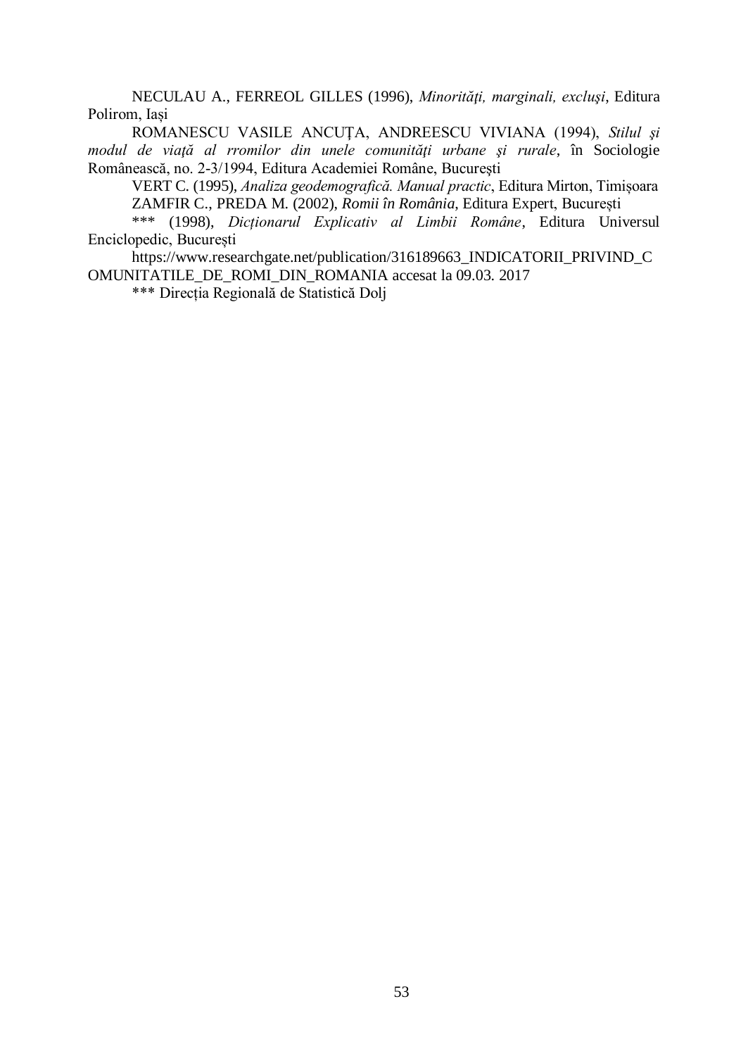NECULAU A., FERREOL GILLES (1996), *Minorităţi, marginali, excluşi*, Editura Polirom, Iași

ROMANESCU VASILE ANCUȚA, ANDREESCU VIVIANA (1994), *Stilul şi modul de viaţă al rromilor din unele comunităţi urbane şi rurale*, în Sociologie Românească, no. 2-3/1994, Editura Academiei Române, Bucureşti

VERT C. (1995), *Analiza geodemografică. Manual practic*, Editura Mirton, Timișoara

ZAMFIR C., PREDA M. (2002), *Romii în România*, Editura Expert, București

*** (1998), *Dicționarul Explicativ al Limbii Române*, Editura Universul Enciclopedic, București

https://www.researchgate.net/publication/316189663_INDICATORII_PRIVIND_COMUNITATILE_DE_ROMI_DIN_ROMANIA accesat la 09.03. 2017

*** Direcția Regională de Statistică Dolj